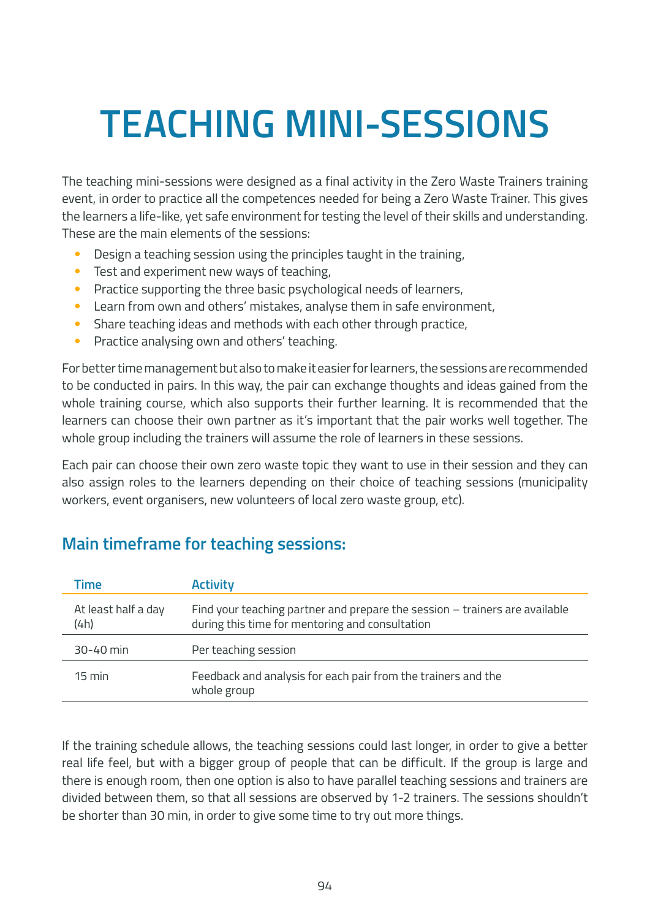# TEACHING MINI-SESSIONS

The teaching mini-sessions were designed as a final activity in the Zero Waste Trainers training event, in order to practice all the competences needed for being a Zero Waste Trainer. This gives the learners a life-like, yet safe environment for testing the level of their skills and understanding. These are the main elements of the sessions:

- Design a teaching session using the principles taught in the training,
- Test and experiment new ways of teaching,
- Practice supporting the three basic psychological needs of learners,
- Learn from own and others' mistakes, analyse them in safe environment,
- Share teaching ideas and methods with each other through practice,
- Practice analysing own and others' teaching.

For better time management but also to make it easier for learners, the sessions are recommended to be conducted in pairs. In this way, the pair can exchange thoughts and ideas gained from the whole training course, which also supports their further learning. It is recommended that the learners can choose their own partner as it's important that the pair works well together. The whole group including the trainers will assume the role of learners in these sessions.

Each pair can choose their own zero waste topic they want to use in their session and they can also assign roles to the learners depending on their choice of teaching sessions (municipality workers, event organisers, new volunteers of local zero waste group, etc).

## Main timeframe for teaching sessions:

| Time | Activity |
| --- | --- |
| At least half a day (4h) | Find your teaching partner and prepare the session – trainers are available during this time for mentoring and consultation |
| 30-40 min | Per teaching session |
| 15 min | Feedback and analysis for each pair from the trainers and the whole group |

If the training schedule allows, the teaching sessions could last longer, in order to give a better real life feel, but with a bigger group of people that can be difficult. If the group is large and there is enough room, then one option is also to have parallel teaching sessions and trainers are divided between them, so that all sessions are observed by 1-2 trainers. The sessions shouldn't be shorter than 30 min, in order to give some time to try out more things.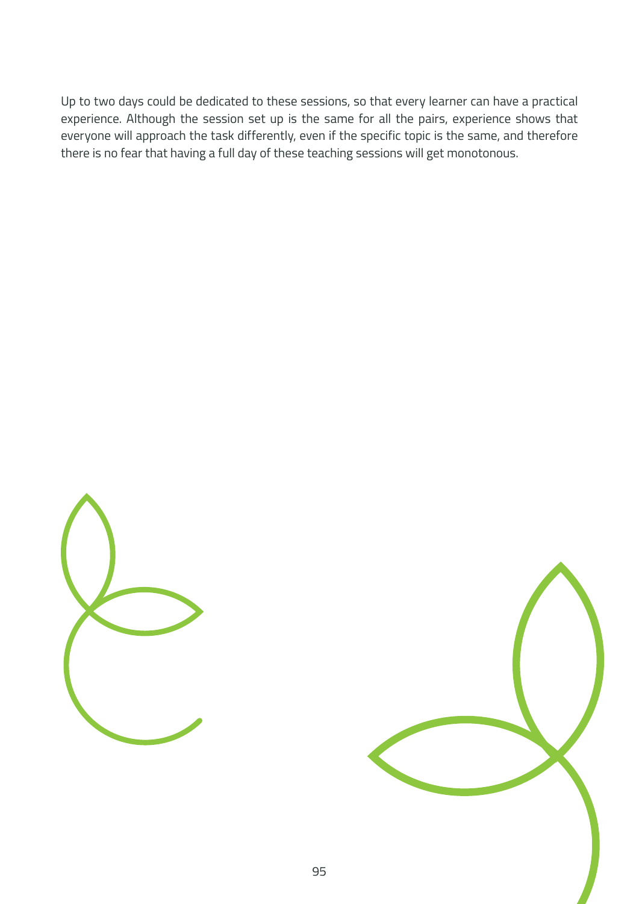Up to two days could be dedicated to these sessions, so that every learner can have a practical experience. Although the session set up is the same for all the pairs, experience shows that everyone will approach the task differently, even if the specific topic is the same, and therefore there is no fear that having a full day of these teaching sessions will get monotonous.